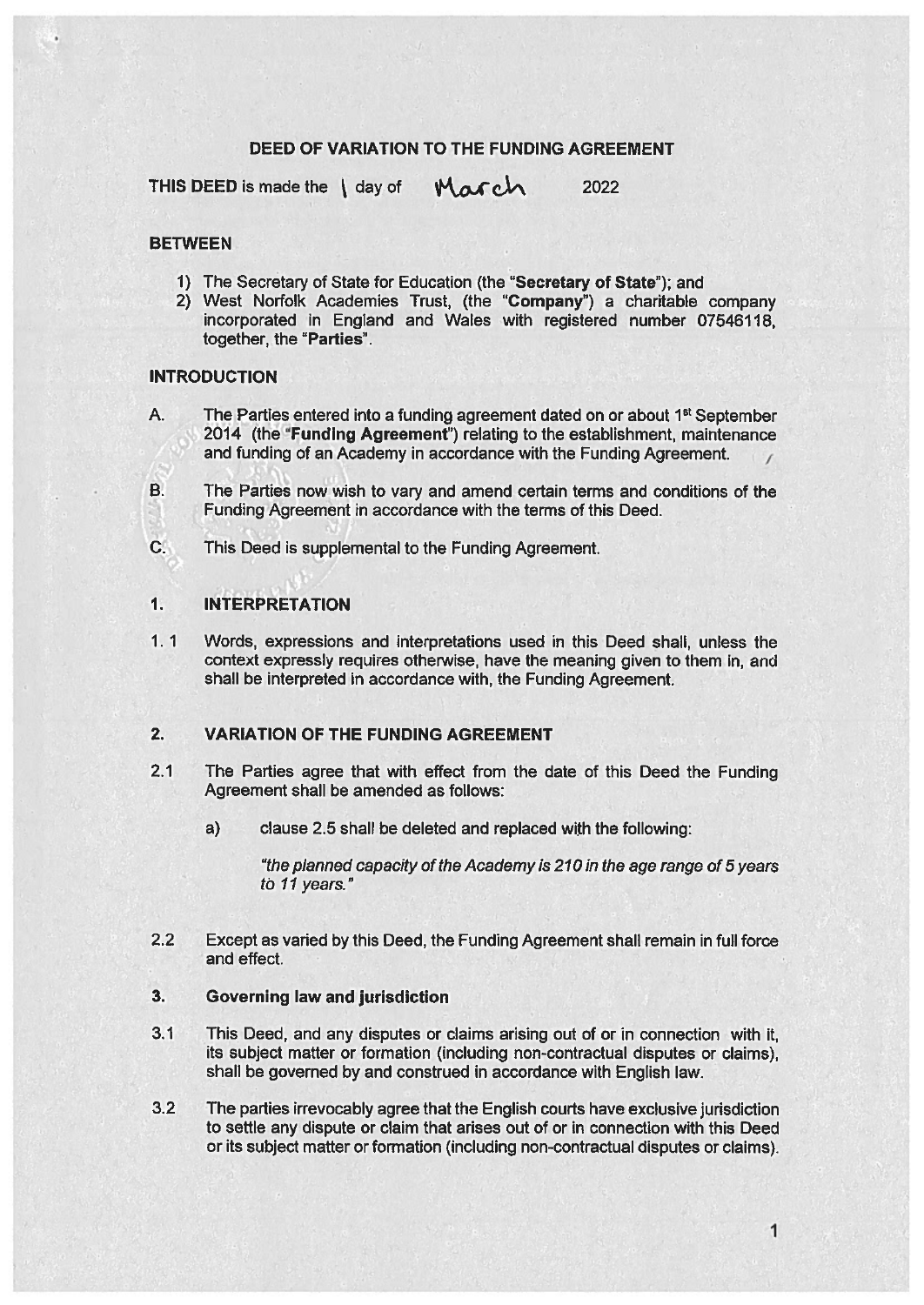# DEED OF VARIATION TO THE FUNDING AGREEMENT

**THIS DEED** is made the 1 day of March 2022

**BETWEEN**

1) The Secretary of State for Education (the "**Secretary of State**"); and
2) West Norfolk Academies Trust, (the "**Company**") a charitable company incorporated in England and Wales with registered number 07546118, together, the "**Parties**".

**INTRODUCTION**

A. The Parties entered into a funding agreement dated on or about 1st September 2014 (the "**Funding Agreement**") relating to the establishment, maintenance and funding of an Academy in accordance with the Funding Agreement.

B. The Parties now wish to vary and amend certain terms and conditions of the Funding Agreement in accordance with the terms of this Deed.

C. This Deed is supplemental to the Funding Agreement.

## 1. INTERPRETATION

1.1 Words, expressions and interpretations used in this Deed shall, unless the context expressly requires otherwise, have the meaning given to them in, and shall be interpreted in accordance with, the Funding Agreement.

## 2. VARIATION OF THE FUNDING AGREEMENT

2.1 The Parties agree that with effect from the date of this Deed the Funding Agreement shall be amended as follows:

a) clause 2.5 shall be deleted and replaced with the following:

*"the planned capacity of the Academy is 210 in the age range of 5 years to 11 years."*

2.2 Except as varied by this Deed, the Funding Agreement shall remain in full force and effect.

## 3. Governing law and jurisdiction

3.1 This Deed, and any disputes or claims arising out of or in connection with it, its subject matter or formation (including non-contractual disputes or claims), shall be governed by and construed in accordance with English law.

3.2 The parties irrevocably agree that the English courts have exclusive jurisdiction to settle any dispute or claim that arises out of or in connection with this Deed or its subject matter or formation (including non-contractual disputes or claims).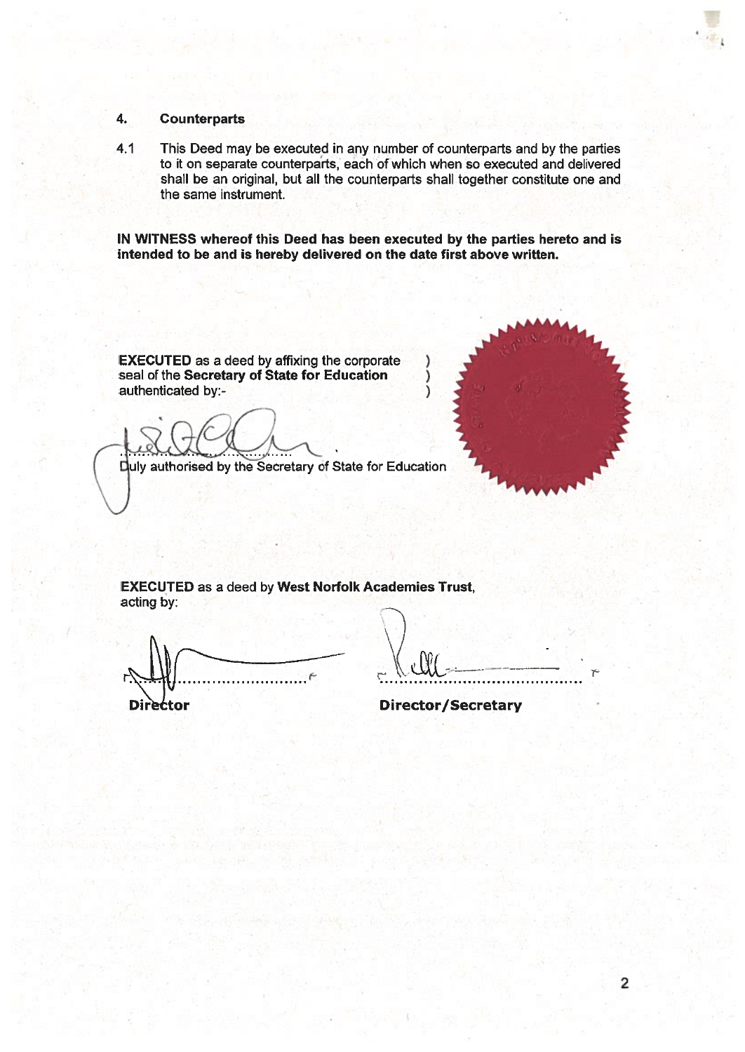## 4. Counterparts

4.1 This Deed may be executed in any number of counterparts and by the parties to it on separate counterparts, each of which when so executed and delivered shall be an original, but all the counterparts shall together constitute one and the same instrument.

**IN WITNESS whereof this Deed has been executed by the parties hereto and is intended to be and is hereby delivered on the date first above written.**

**EXECUTED** as a deed by affixing the corporate seal of the **Secretary of State for Education** authenticated by:- )

..........................................

Duly authorised by the Secretary of State for Education

**EXECUTED** as a deed by **West Norfolk Academies Trust**, acting by:

..........................................

**Director**

..........................................

**Director/Secretary**